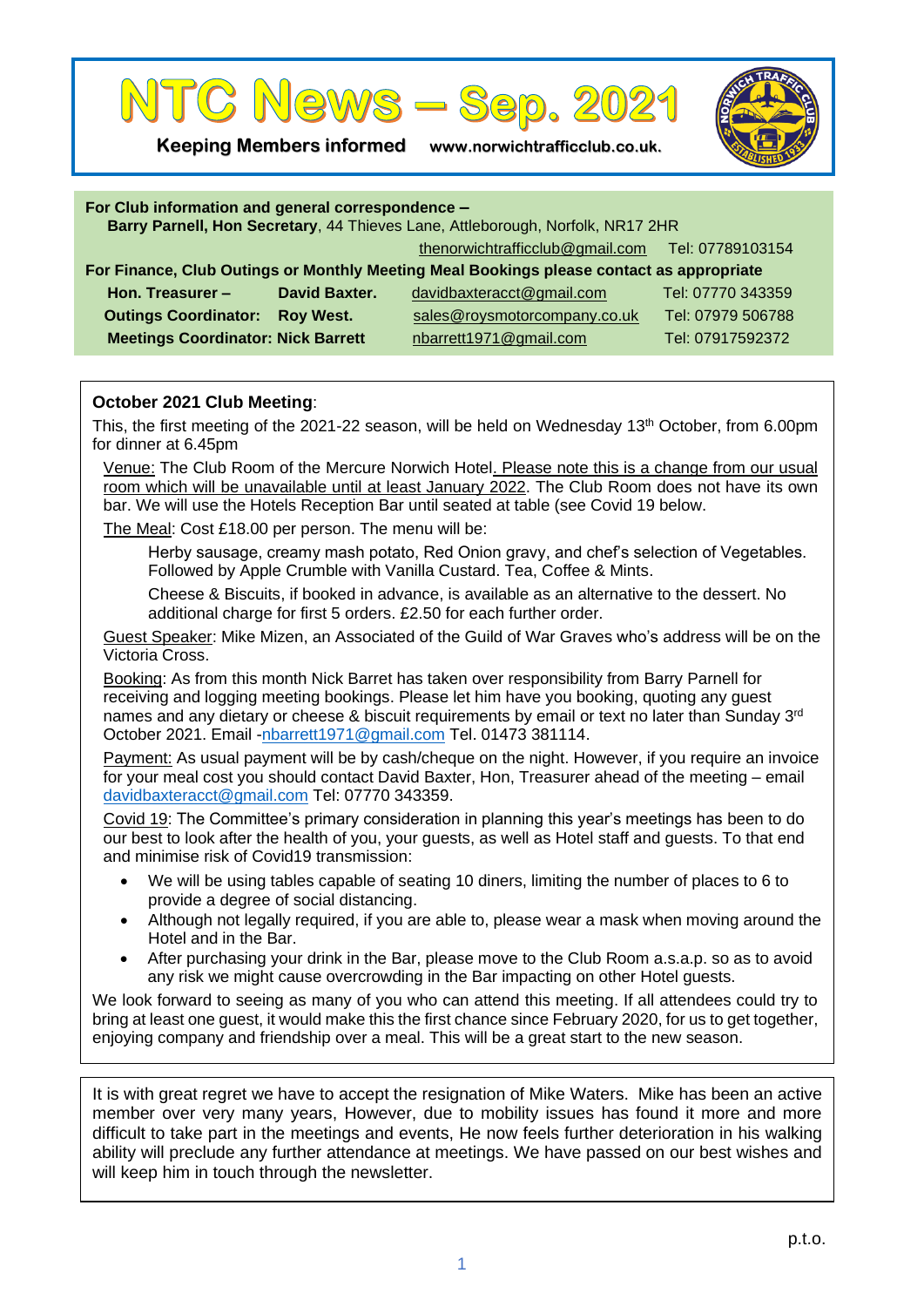# NTC News – Sep. 2021

**Keeping Members informed** www.norwichtrafficclub.co.uk.

**For Club information and general correspondence –**
**Barry Parnell, Hon Secretary**, 44 Thieves Lane, Attleborough, Norfolk, NR17 2HR
thenorwichtrafficclub@gmail.com Tel: 07789103154

**For Finance, Club Outings or Monthly Meeting Meal Bookings please contact as appropriate**

| | | | |
|---|---|---|---|
| **Hon. Treasurer –** | **David Baxter.** | davidbaxteracct@gmail.com | Tel: 07770 343359 |
| **Outings Coordinator:** | **Roy West.** | sales@roysmotorcompany.co.uk | Tel: 07979 506788 |
| **Meetings Coordinator:** | **Nick Barrett** | nbarrett1971@gmail.com | Tel: 07917592372 |

**October 2021 Club Meeting**:

This, the first meeting of the 2021-22 season, will be held on Wednesday 13th October, from 6.00pm for dinner at 6.45pm

Venue: The Club Room of the Mercure Norwich Hotel. Please note this is a change from our usual room which will be unavailable until at least January 2022. The Club Room does not have its own bar. We will use the Hotels Reception Bar until seated at table (see Covid 19 below.

The Meal: Cost £18.00 per person. The menu will be:

Herby sausage, creamy mash potato, Red Onion gravy, and chef's selection of Vegetables. Followed by Apple Crumble with Vanilla Custard. Tea, Coffee & Mints.

Cheese & Biscuits, if booked in advance, is available as an alternative to the dessert. No additional charge for first 5 orders. £2.50 for each further order.

Guest Speaker: Mike Mizen, an Associated of the Guild of War Graves who's address will be on the Victoria Cross.

Booking: As from this month Nick Barret has taken over responsibility from Barry Parnell for receiving and logging meeting bookings. Please let him have you booking, quoting any guest names and any dietary or cheese & biscuit requirements by email or text no later than Sunday 3rd October 2021. Email -nbarrett1971@gmail.com Tel. 01473 381114.

Payment: As usual payment will be by cash/cheque on the night. However, if you require an invoice for your meal cost you should contact David Baxter, Hon, Treasurer ahead of the meeting – email davidbaxteracct@gmail.com Tel: 07770 343359.

Covid 19: The Committee's primary consideration in planning this year's meetings has been to do our best to look after the health of you, your guests, as well as Hotel staff and guests. To that end and minimise risk of Covid19 transmission:

- We will be using tables capable of seating 10 diners, limiting the number of places to 6 to provide a degree of social distancing.
- Although not legally required, if you are able to, please wear a mask when moving around the Hotel and in the Bar.
- After purchasing your drink in the Bar, please move to the Club Room a.s.a.p. so as to avoid any risk we might cause overcrowding in the Bar impacting on other Hotel guests.

We look forward to seeing as many of you who can attend this meeting. If all attendees could try to bring at least one guest, it would make this the first chance since February 2020, for us to get together, enjoying company and friendship over a meal. This will be a great start to the new season.

It is with great regret we have to accept the resignation of Mike Waters. Mike has been an active member over very many years, However, due to mobility issues has found it more and more difficult to take part in the meetings and events, He now feels further deterioration in his walking ability will preclude any further attendance at meetings. We have passed on our best wishes and will keep him in touch through the newsletter.

p.t.o.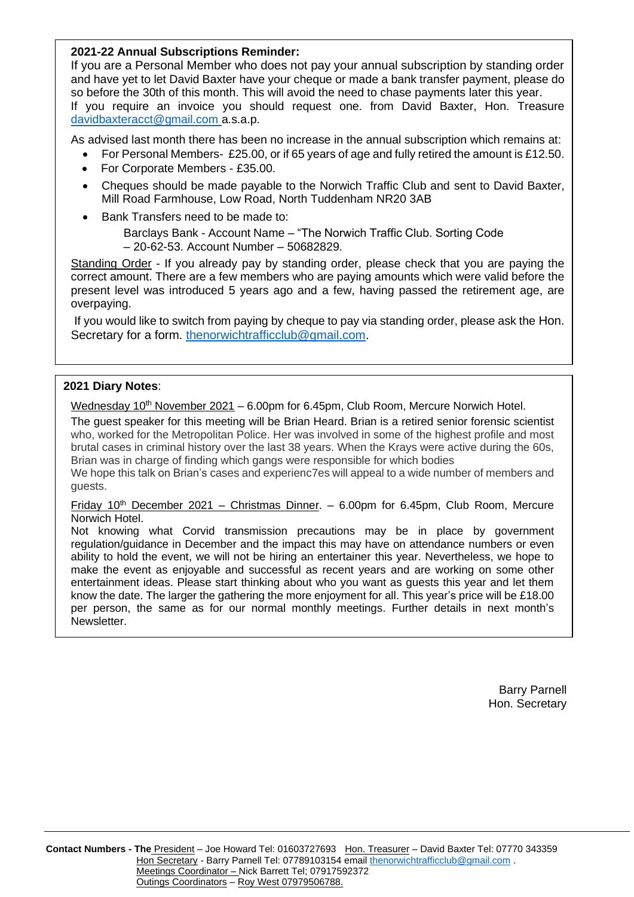**2021-22 Annual Subscriptions Reminder:**

If you are a Personal Member who does not pay your annual subscription by standing order and have yet to let David Baxter have your cheque or made a bank transfer payment, please do so before the 30th of this month. This will avoid the need to chase payments later this year.
If you require an invoice you should request one. from David Baxter, Hon. Treasure davidbaxteracct@gmail.com a.s.a.p.

As advised last month there has been no increase in the annual subscription which remains at:

- For Personal Members- £25.00, or if 65 years of age and fully retired the amount is £12.50.
- For Corporate Members - £35.00.
- Cheques should be made payable to the Norwich Traffic Club and sent to David Baxter, Mill Road Farmhouse, Low Road, North Tuddenham NR20 3AB
- Bank Transfers need to be made to:

  Barclays Bank - Account Name – "The Norwich Traffic Club. Sorting Code – 20-62-53. Account Number – 50682829.

Standing Order - If you already pay by standing order, please check that you are paying the correct amount. There are a few members who are paying amounts which were valid before the present level was introduced 5 years ago and a few, having passed the retirement age, are overpaying.

If you would like to switch from paying by cheque to pay via standing order, please ask the Hon. Secretary for a form. thenorwichtrafficclub@gmail.com.

**2021 Diary Notes**:

Wednesday 10th November 2021 – 6.00pm for 6.45pm, Club Room, Mercure Norwich Hotel.

The guest speaker for this meeting will be Brian Heard. Brian is a retired senior forensic scientist who, worked for the Metropolitan Police. Her was involved in some of the highest profile and most brutal cases in criminal history over the last 38 years. When the Krays were active during the 60s, Brian was in charge of finding which gangs were responsible for which bodies
We hope this talk on Brian's cases and experienc7es will appeal to a wide number of members and guests.

Friday 10th December 2021 – Christmas Dinner. – 6.00pm for 6.45pm, Club Room, Mercure Norwich Hotel.
Not knowing what Corvid transmission precautions may be in place by government regulation/guidance in December and the impact this may have on attendance numbers or even ability to hold the event, we will not be hiring an entertainer this year. Nevertheless, we hope to make the event as enjoyable and successful as recent years and are working on some other entertainment ideas. Please start thinking about who you want as guests this year and let them know the date. The larger the gathering the more enjoyment for all. This year's price will be £18.00 per person, the same as for our normal monthly meetings. Further details in next month's Newsletter.

Barry Parnell
Hon. Secretary

**Contact Numbers - The** President – Joe Howard Tel: 01603727693 Hon. Treasurer – David Baxter Tel: 07770 343359
Hon Secretary - Barry Parnell Tel: 07789103154 email thenorwichtrafficclub@gmail.com .
Meetings Coordinator – Nick Barrett Tel; 07917592372
Outings Coordinators – Roy West 07979506788.